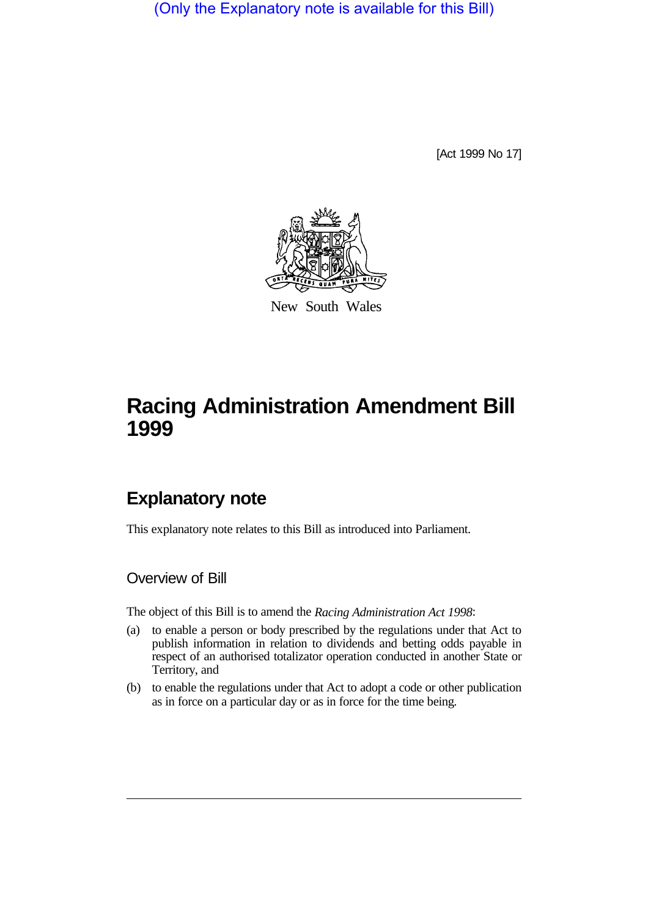(Only the Explanatory note is available for this Bill)

[Act 1999 No 17]

New South Wales

# Racing Administration Amendment Bill 1999

## Explanatory note

This explanatory note relates to this Bill as introduced into Parliament.

### Overview of Bill

The object of this Bill is to amend the *Racing Administration Act 1998*:

(a) to enable a person or body prescribed by the regulations under that Act to publish information in relation to dividends and betting odds payable in respect of an authorised totalizator operation conducted in another State or Territory, and

(b) to enable the regulations under that Act to adopt a code or other publication as in force on a particular day or as in force for the time being.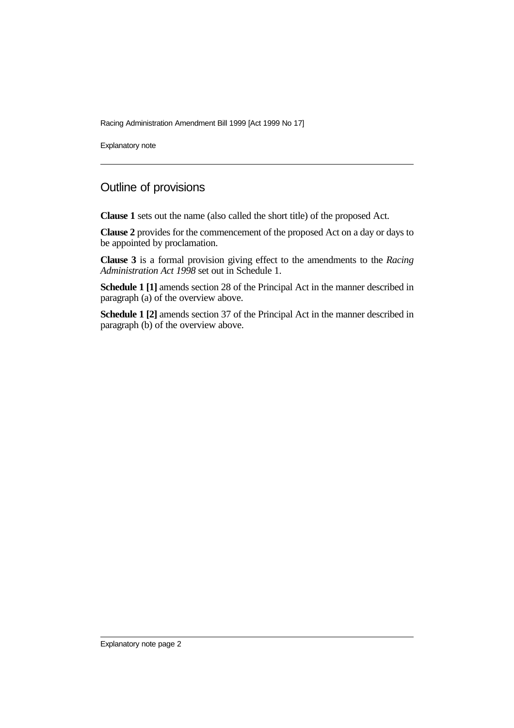## Outline of provisions

**Clause 1** sets out the name (also called the short title) of the proposed Act.

**Clause 2** provides for the commencement of the proposed Act on a day or days to be appointed by proclamation.

**Clause 3** is a formal provision giving effect to the amendments to the *Racing Administration Act 1998* set out in Schedule 1.

**Schedule 1 [1]** amends section 28 of the Principal Act in the manner described in paragraph (a) of the overview above.

**Schedule 1 [2]** amends section 37 of the Principal Act in the manner described in paragraph (b) of the overview above.